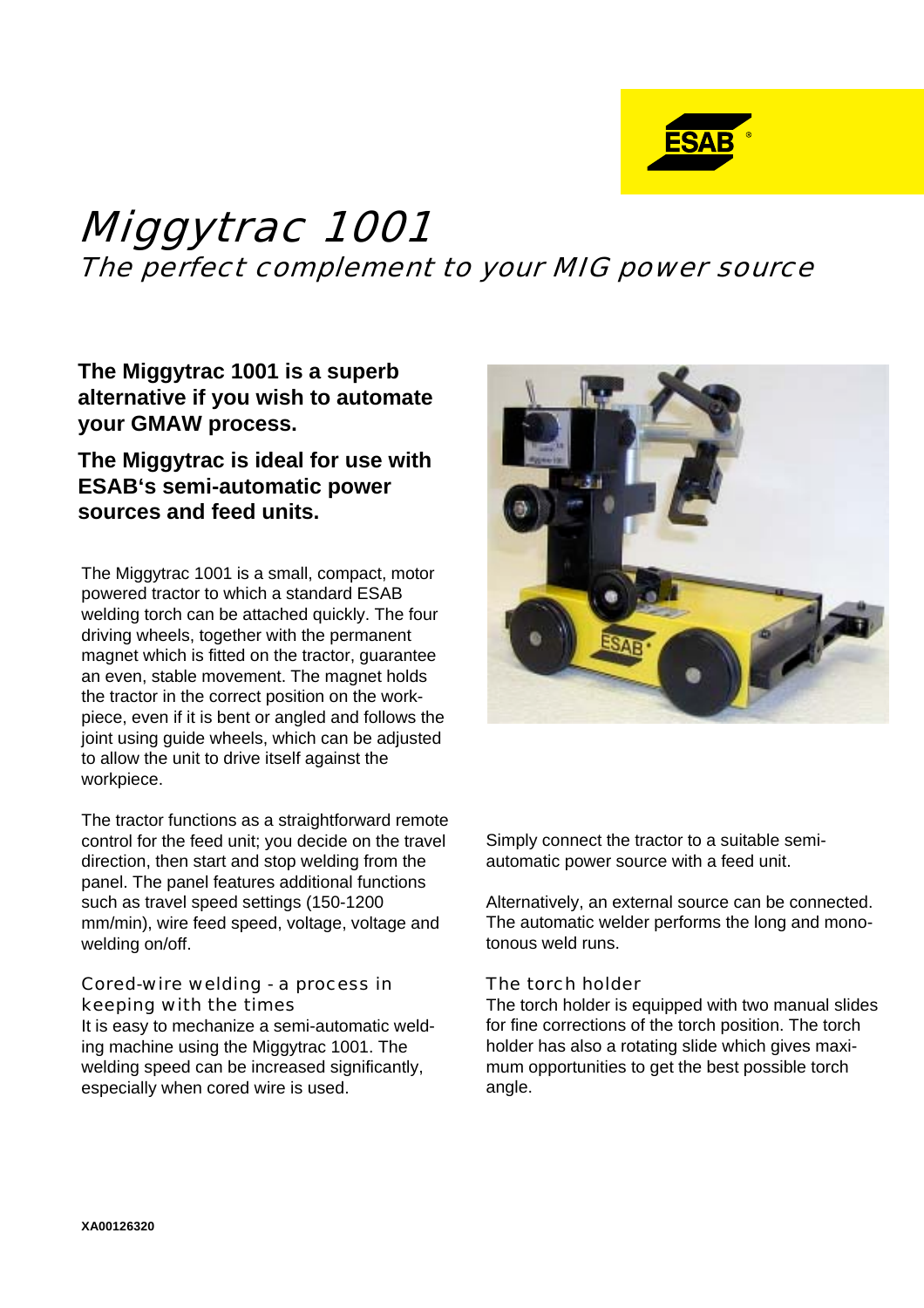# Miggytrac 1001

## The perfect complement to your MIG power source

**The Miggytrac 1001 is a superb alternative if you wish to automate your GMAW process.**

**The Miggytrac is ideal for use with ESAB's semi-automatic power sources and feed units.**

The Miggytrac 1001 is a small, compact, motor powered tractor to which a standard ESAB welding torch can be attached quickly. The four driving wheels, together with the permanent magnet which is fitted on the tractor, guarantee an even, stable movement. The magnet holds the tractor in the correct position on the workpiece, even if it is bent or angled and follows the joint using guide wheels, which can be adjusted to allow the unit to drive itself against the workpiece.

The tractor functions as a straightforward remote control for the feed unit; you decide on the travel direction, then start and stop welding from the panel. The panel features additional functions such as travel speed settings (150-1200 mm/min), wire feed speed, voltage, voltage and welding on/off.

### Cored-wire welding - a process in keeping with the times

It is easy to mechanize a semi-automatic welding machine using the Miggytrac 1001. The welding speed can be increased significantly, especially when cored wire is used.

Simply connect the tractor to a suitable semi-automatic power source with a feed unit.

Alternatively, an external source can be connected. The automatic welder performs the long and monotonous weld runs.

### The torch holder

The torch holder is equipped with two manual slides for fine corrections of the torch position. The torch holder has also a rotating slide which gives maximum opportunities to get the best possible torch angle.

XA00126320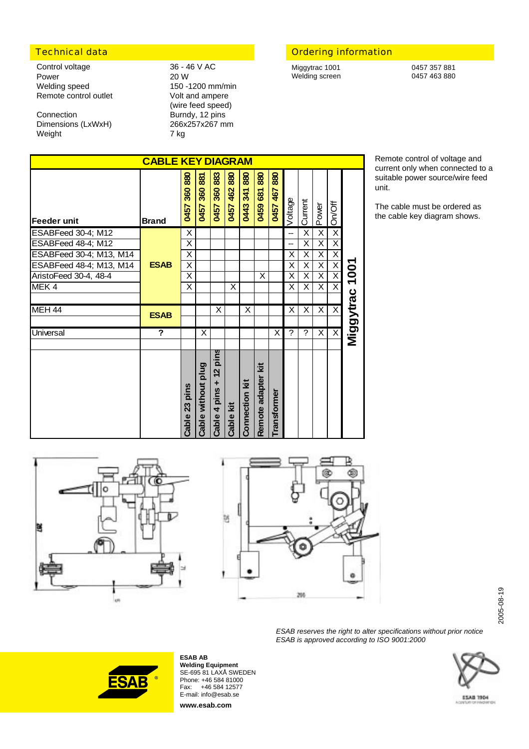## Technical data

| | |
|---|---|
| Control voltage | 36 - 46 V AC |
| Power | 20 W |
| Welding speed | 150 -1200 mm/min |
| Remote control outlet | Volt and ampere (wire feed speed) |
| Connection | Burndy, 12 pins |
| Dimensions (LxWxH) | 266x257x267 mm |
| Weight | 7 kg |

## Ordering information

| | |
|---|---|
| Miggytrac 1001 | 0457 357 881 |
| Welding screen | 0457 463 880 |

## CABLE KEY DIAGRAM

| Feeder unit | Brand | 0457 360 880 | 0457 360 881 | 0457 360 883 | 0457 462 880 | 0443 341 880 | 0459 681 880 | 0457 467 880 | Voltage | Current | Power | On/Off | |
|---|---|---|---|---|---|---|---|---|---|---|---|---|---|
| ESABFeed 30-4; M12 | ESAB | X | | | | | | | -- | X | X | X | Miggytrac 1001 |
| ESABFeed 48-4; M12 | | X | | | | | | | -- | X | X | X | |
| ESABFeed 30-4; M13, M14 | | X | | | | | | | X | X | X | X | |
| ESABFeed 48-4; M13, M14 | | X | | | | | | | X | X | X | X | |
| AristoFeed 30-4, 48-4 | | X | | | | | X | | X | X | X | X | |
| MEK 4 | | X | | | X | | | | X | X | X | X | |
| MEH 44 | ESAB | | | X | | X | | | X | X | X | X | |
| Universal | ? | | X | | | | | X | ? | ? | X | X | |
| | | Cable 23 pins | Cable without plug | Cable 4 pins + 12 pins | Cable kit | Connection kit | Remote adapter kit | Transformer | | | | | |

Remote control of voltage and current only when connected to a suitable power source/wire feed unit.

The cable must be ordered as the cable key diagram shows.

*ESAB reserves the right to alter specifications without prior notice*
*ESAB is approved according to ISO 9001:2000*

2005-08-19

**ESAB AB**
**Welding Equipment**
SE-695 81 LAXÅ SWEDEN
Phone: +46 584 81000
Fax: +46 584 12577
E-mail: info@esab.se

**www.esab.com**